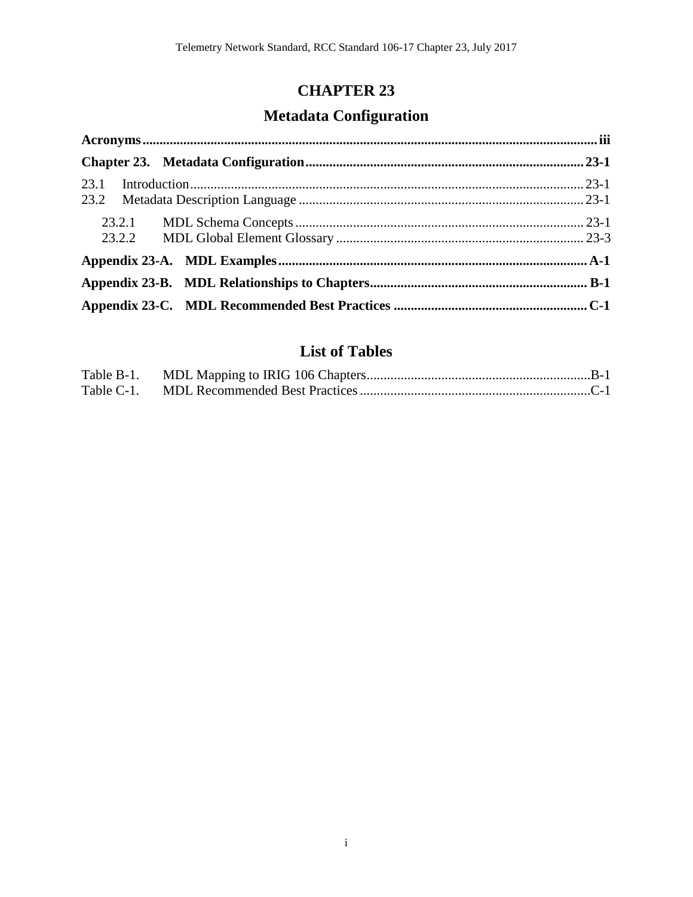# CHAPTER 23

# Metadata Configuration

**Acronyms** .......... **iii**

**Chapter 23. Metadata Configuration** .......... **23-1**

23.1 Introduction .......... 23-1
23.2 Metadata Description Language .......... 23-1

23.2.1 MDL Schema Concepts .......... 23-1
23.2.2 MDL Global Element Glossary .......... 23-3

**Appendix 23-A. MDL Examples** .......... **A-1**

**Appendix 23-B. MDL Relationships to Chapters** .......... **B-1**

**Appendix 23-C. MDL Recommended Best Practices** .......... **C-1**

## List of Tables

Table B-1. MDL Mapping to IRIG 106 Chapters .......... B-1
Table C-1. MDL Recommended Best Practices .......... C-1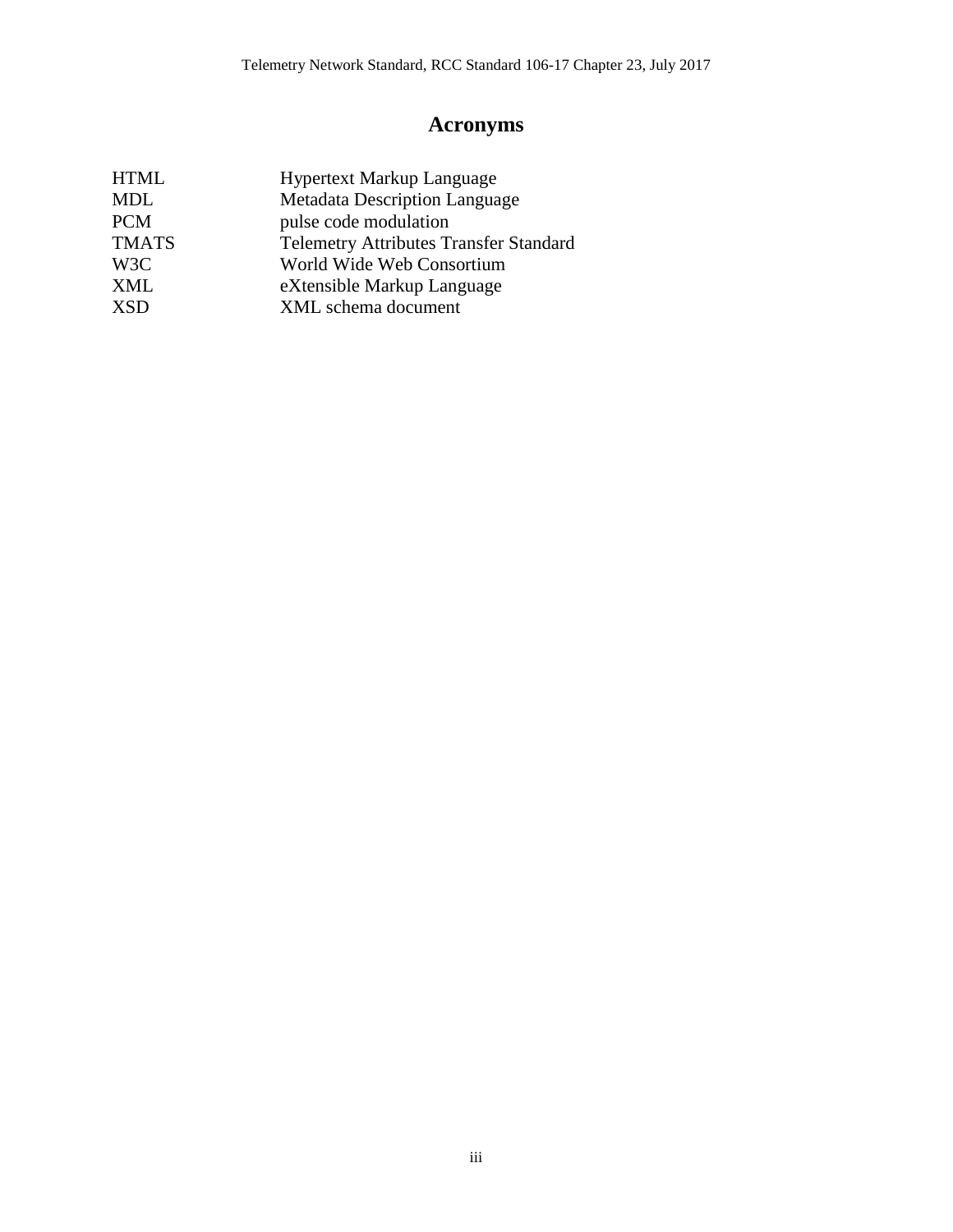# Acronyms

| | |
|---|---|
| HTML | Hypertext Markup Language |
| MDL | Metadata Description Language |
| PCM | pulse code modulation |
| TMATS | Telemetry Attributes Transfer Standard |
| W3C | World Wide Web Consortium |
| XML | eXtensible Markup Language |
| XSD | XML schema document |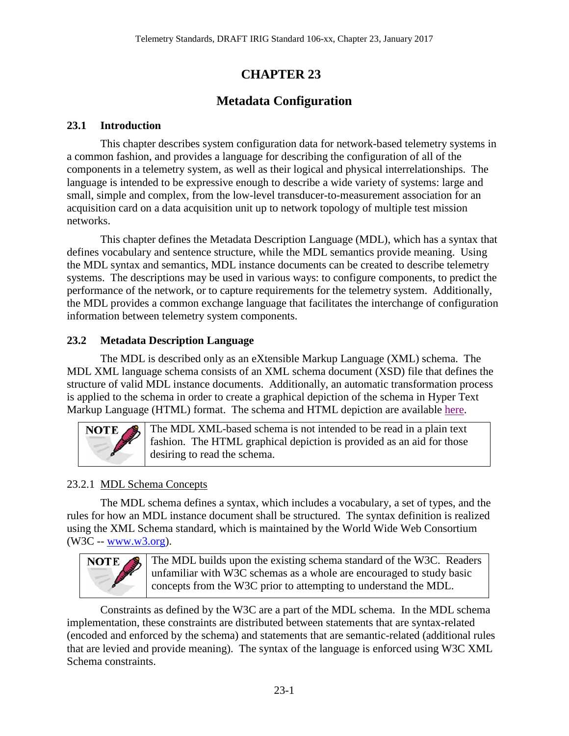# CHAPTER 23

## Metadata Configuration

### 23.1 Introduction

This chapter describes system configuration data for network-based telemetry systems in a common fashion, and provides a language for describing the configuration of all of the components in a telemetry system, as well as their logical and physical interrelationships. The language is intended to be expressive enough to describe a wide variety of systems: large and small, simple and complex, from the low-level transducer-to-measurement association for an acquisition card on a data acquisition unit up to network topology of multiple test mission networks.

This chapter defines the Metadata Description Language (MDL), which has a syntax that defines vocabulary and sentence structure, while the MDL semantics provide meaning. Using the MDL syntax and semantics, MDL instance documents can be created to describe telemetry systems. The descriptions may be used in various ways: to configure components, to predict the performance of the network, or to capture requirements for the telemetry system. Additionally, the MDL provides a common exchange language that facilitates the interchange of configuration information between telemetry system components.

### 23.2 Metadata Description Language

The MDL is described only as an eXtensible Markup Language (XML) schema. The MDL XML language schema consists of an XML schema document (XSD) file that defines the structure of valid MDL instance documents. Additionally, an automatic transformation process is applied to the schema in order to create a graphical depiction of the schema in Hyper Text Markup Language (HTML) format. The schema and HTML depiction are available here.

| | |
|---|---|
| NOTE | The MDL XML-based schema is not intended to be read in a plain text fashion. The HTML graphical depiction is provided as an aid for those desiring to read the schema. |

#### 23.2.1 MDL Schema Concepts

The MDL schema defines a syntax, which includes a vocabulary, a set of types, and the rules for how an MDL instance document shall be structured. The syntax definition is realized using the XML Schema standard, which is maintained by the World Wide Web Consortium (W3C -- www.w3.org).

| | |
|---|---|
| NOTE | The MDL builds upon the existing schema standard of the W3C. Readers unfamiliar with W3C schemas as a whole are encouraged to study basic concepts from the W3C prior to attempting to understand the MDL. |

Constraints as defined by the W3C are a part of the MDL schema. In the MDL schema implementation, these constraints are distributed between statements that are syntax-related (encoded and enforced by the schema) and statements that are semantic-related (additional rules that are levied and provide meaning). The syntax of the language is enforced using W3C XML Schema constraints.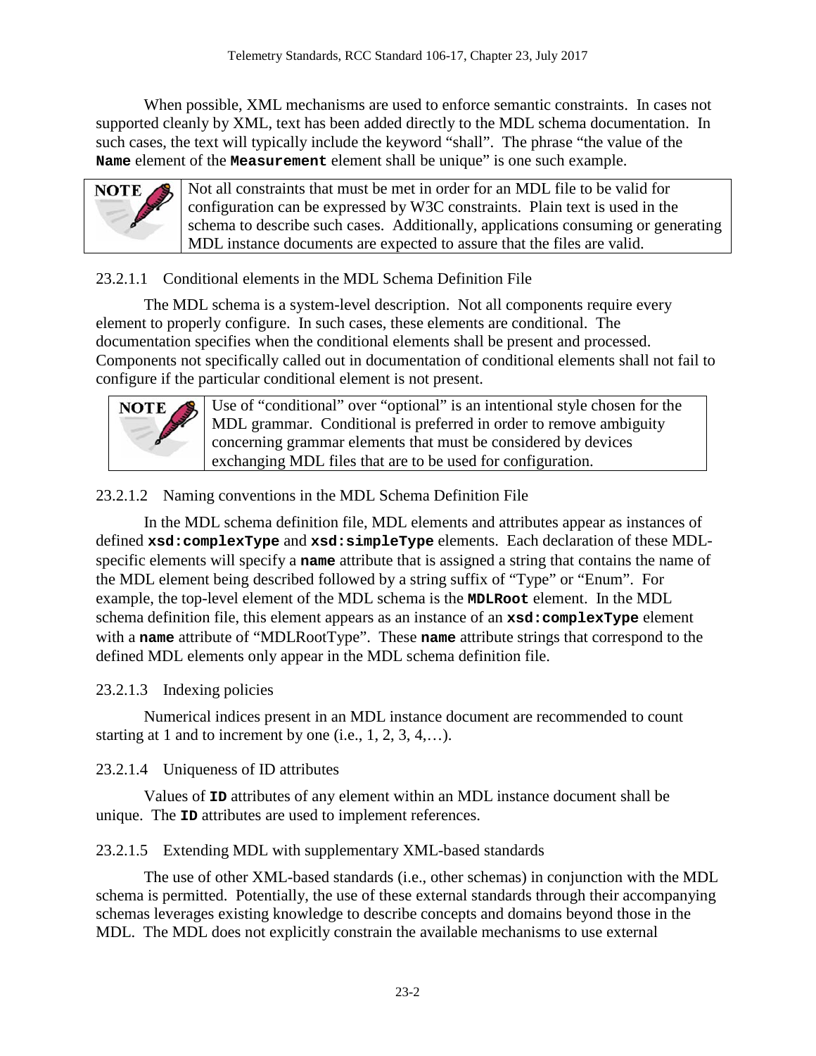When possible, XML mechanisms are used to enforce semantic constraints. In cases not supported cleanly by XML, text has been added directly to the MDL schema documentation. In such cases, the text will typically include the keyword "shall". The phrase "the value of the **`Name`** element of the **`Measurement`** element shall be unique" is one such example.

| NOTE | Not all constraints that must be met in order for an MDL file to be valid for configuration can be expressed by W3C constraints. Plain text is used in the schema to describe such cases. Additionally, applications consuming or generating MDL instance documents are expected to assure that the files are valid. |
|---|---|

### 23.2.1.1 Conditional elements in the MDL Schema Definition File

The MDL schema is a system-level description. Not all components require every element to properly configure. In such cases, these elements are conditional. The documentation specifies when the conditional elements shall be present and processed. Components not specifically called out in documentation of conditional elements shall not fail to configure if the particular conditional element is not present.

| NOTE | Use of "conditional" over "optional" is an intentional style chosen for the MDL grammar. Conditional is preferred in order to remove ambiguity concerning grammar elements that must be considered by devices exchanging MDL files that are to be used for configuration. |
|---|---|

### 23.2.1.2 Naming conventions in the MDL Schema Definition File

In the MDL schema definition file, MDL elements and attributes appear as instances of defined **`xsd:complexType`** and **`xsd:simpleType`** elements. Each declaration of these MDL-specific elements will specify a **`name`** attribute that is assigned a string that contains the name of the MDL element being described followed by a string suffix of "Type" or "Enum". For example, the top-level element of the MDL schema is the **`MDLRoot`** element. In the MDL schema definition file, this element appears as an instance of an **`xsd:complexType`** element with a **`name`** attribute of "MDLRootType". These **`name`** attribute strings that correspond to the defined MDL elements only appear in the MDL schema definition file.

### 23.2.1.3 Indexing policies

Numerical indices present in an MDL instance document are recommended to count starting at 1 and to increment by one (i.e., 1, 2, 3, 4,…).

### 23.2.1.4 Uniqueness of ID attributes

Values of **`ID`** attributes of any element within an MDL instance document shall be unique. The **`ID`** attributes are used to implement references.

### 23.2.1.5 Extending MDL with supplementary XML-based standards

The use of other XML-based standards (i.e., other schemas) in conjunction with the MDL schema is permitted. Potentially, the use of these external standards through their accompanying schemas leverages existing knowledge to describe concepts and domains beyond those in the MDL. The MDL does not explicitly constrain the available mechanisms to use external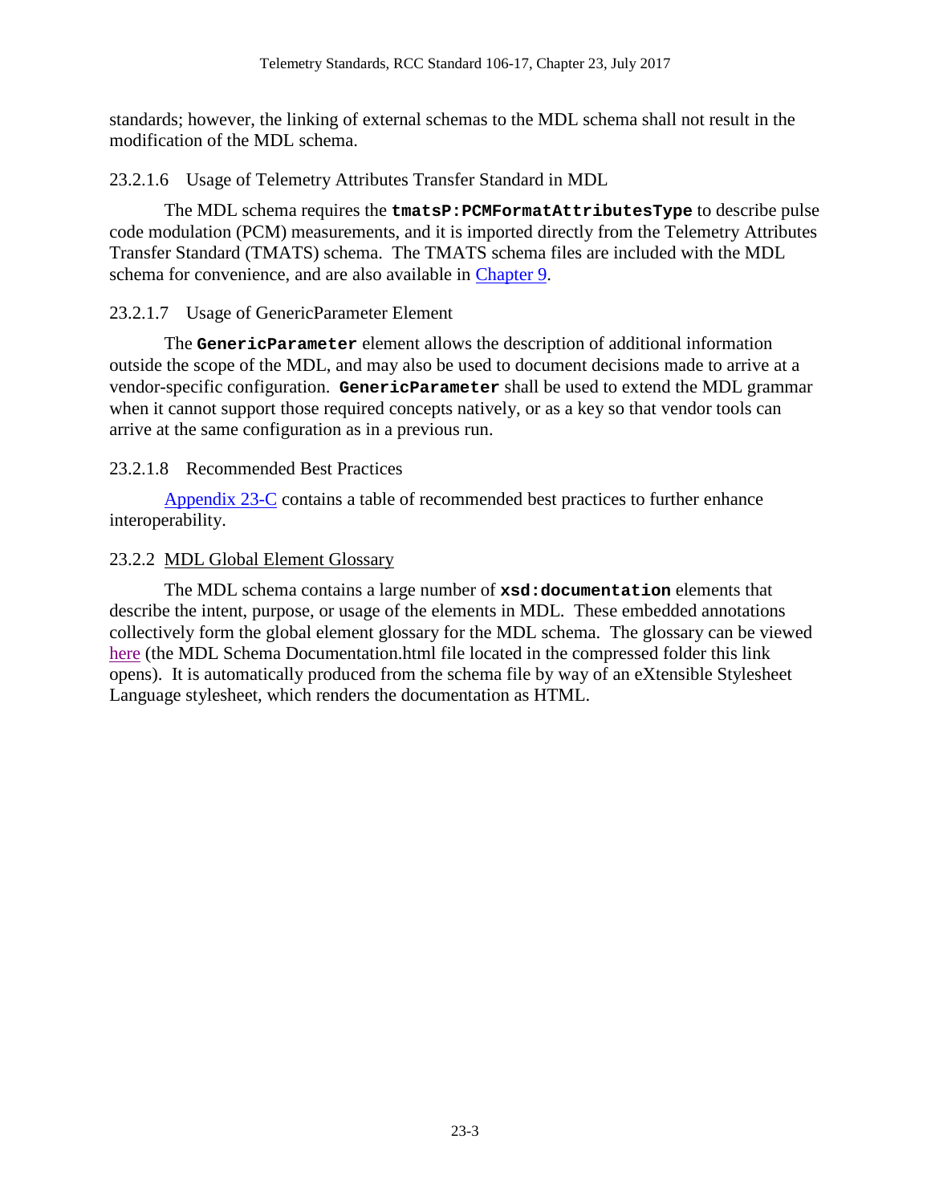standards; however, the linking of external schemas to the MDL schema shall not result in the modification of the MDL schema.

#### 23.2.1.6 Usage of Telemetry Attributes Transfer Standard in MDL

The MDL schema requires the **`tmatsP:PCMFormatAttributesType`** to describe pulse code modulation (PCM) measurements, and it is imported directly from the Telemetry Attributes Transfer Standard (TMATS) schema. The TMATS schema files are included with the MDL schema for convenience, and are also available in Chapter 9.

#### 23.2.1.7 Usage of GenericParameter Element

The **`GenericParameter`** element allows the description of additional information outside the scope of the MDL, and may also be used to document decisions made to arrive at a vendor-specific configuration. **`GenericParameter`** shall be used to extend the MDL grammar when it cannot support those required concepts natively, or as a key so that vendor tools can arrive at the same configuration as in a previous run.

#### 23.2.1.8 Recommended Best Practices

Appendix 23-C contains a table of recommended best practices to further enhance interoperability.

### 23.2.2 MDL Global Element Glossary

The MDL schema contains a large number of **`xsd:documentation`** elements that describe the intent, purpose, or usage of the elements in MDL. These embedded annotations collectively form the global element glossary for the MDL schema. The glossary can be viewed here (the MDL Schema Documentation.html file located in the compressed folder this link opens). It is automatically produced from the schema file by way of an eXtensible Stylesheet Language stylesheet, which renders the documentation as HTML.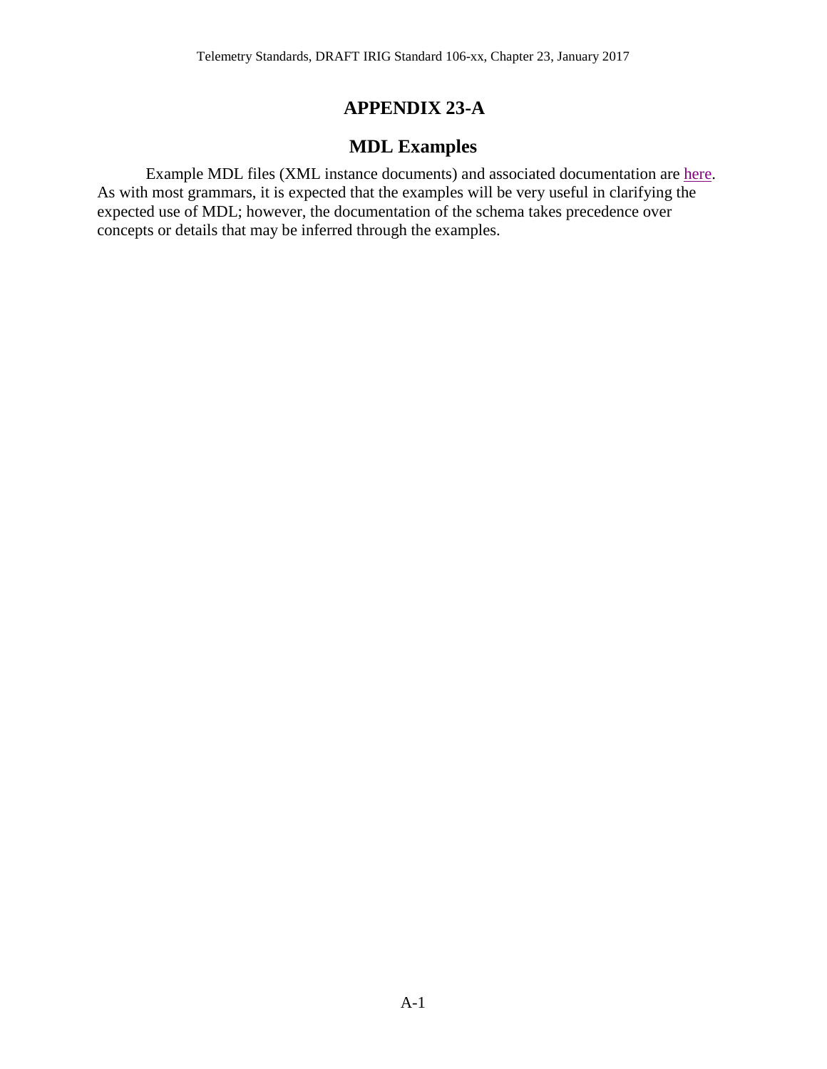# APPENDIX 23-A

## MDL Examples

Example MDL files (XML instance documents) and associated documentation are here. As with most grammars, it is expected that the examples will be very useful in clarifying the expected use of MDL; however, the documentation of the schema takes precedence over concepts or details that may be inferred through the examples.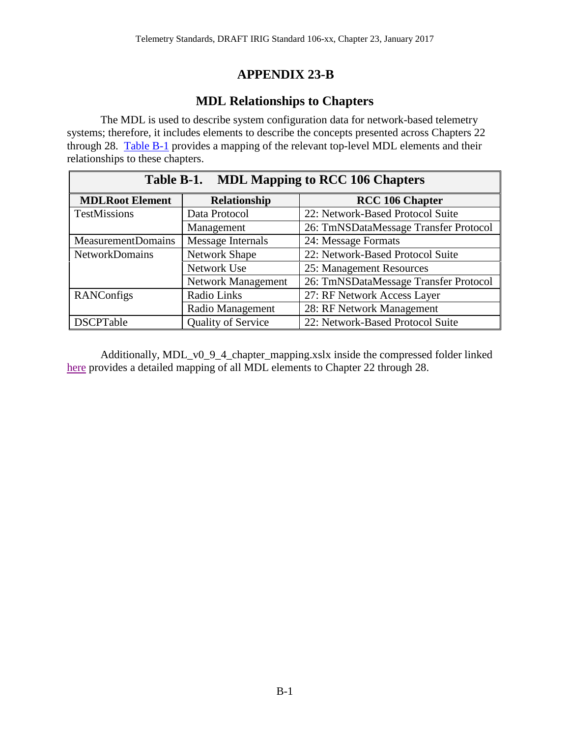# APPENDIX 23-B

## MDL Relationships to Chapters

The MDL is used to describe system configuration data for network-based telemetry systems; therefore, it includes elements to describe the concepts presented across Chapters 22 through 28. Table B-1 provides a mapping of the relevant top-level MDL elements and their relationships to these chapters.

**Table B-1. MDL Mapping to RCC 106 Chapters**

| MDLRoot Element | Relationship | RCC 106 Chapter |
| --- | --- | --- |
| TestMissions | Data Protocol | 22: Network-Based Protocol Suite |
| | Management | 26: TmNSDataMessage Transfer Protocol |
| MeasurementDomains | Message Internals | 24: Message Formats |
| NetworkDomains | Network Shape | 22: Network-Based Protocol Suite |
| | Network Use | 25: Management Resources |
| | Network Management | 26: TmNSDataMessage Transfer Protocol |
| RANConfigs | Radio Links | 27: RF Network Access Layer |
| | Radio Management | 28: RF Network Management |
| DSCPTable | Quality of Service | 22: Network-Based Protocol Suite |

Additionally, MDL_v0_9_4_chapter_mapping.xslx inside the compressed folder linked here provides a detailed mapping of all MDL elements to Chapter 22 through 28.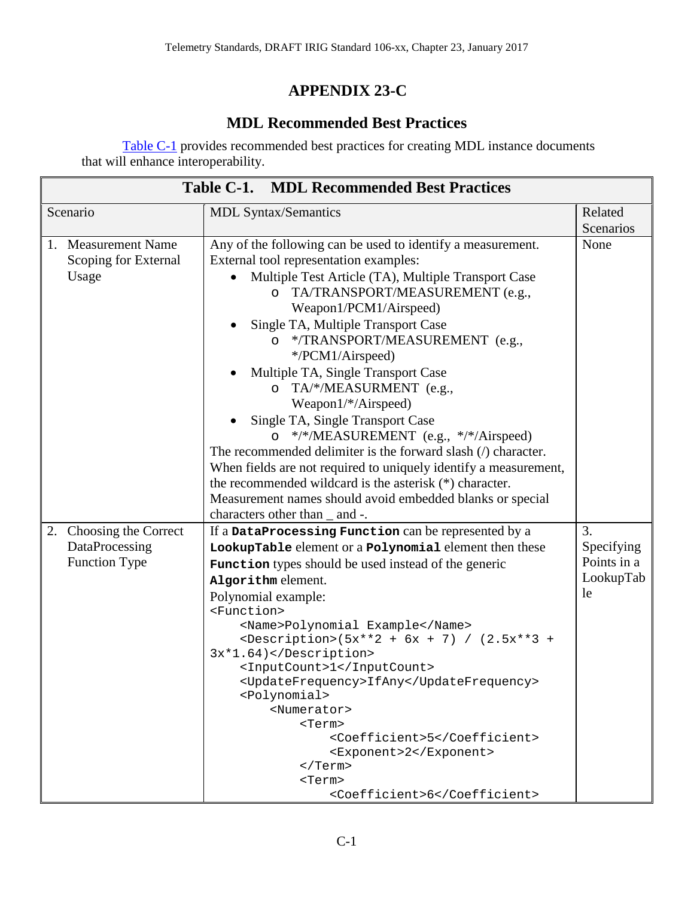# APPENDIX 23-C

## MDL Recommended Best Practices

Table C-1 provides recommended best practices for creating MDL instance documents that will enhance interoperability.

**Table C-1. MDL Recommended Best Practices**

| Scenario | MDL Syntax/Semantics | Related Scenarios |
|---|---|---|
| 1. Measurement Name Scoping for External Usage | Any of the following can be used to identify a measurement.<br>External tool representation examples:<br>• Multiple Test Article (TA), Multiple Transport Case<br>  o TA/TRANSPORT/MEASUREMENT (e.g., Weapon1/PCM1/Airspeed)<br>• Single TA, Multiple Transport Case<br>  o */TRANSPORT/MEASUREMENT (e.g., */PCM1/Airspeed)<br>• Multiple TA, Single Transport Case<br>  o TA/*/MEASURMENT (e.g., Weapon1/*/Airspeed)<br>• Single TA, Single Transport Case<br>  o */*/MEASUREMENT (e.g., */*/Airspeed)<br>The recommended delimiter is the forward slash (/) character.<br>When fields are not required to uniquely identify a measurement, the recommended wildcard is the asterisk (*) character.<br>Measurement names should avoid embedded blanks or special characters other than _ and -. | None |
| 2. Choosing the Correct DataProcessing Function Type | If a **DataProcessing Function** can be represented by a **LookupTable** element or a **Polynomial** element then these **Function** types should be used instead of the generic **Algorithm** element.<br>Polynomial example:<br>`<Function>`<br>`    <Name>Polynomial Example</Name>`<br>`    <Description>(5x**2 + 6x + 7) / (2.5x**3 + 3x*1.64)</Description>`<br>`    <InputCount>1</InputCount>`<br>`    <UpdateFrequency>IfAny</UpdateFrequency>`<br>`    <Polynomial>`<br>`        <Numerator>`<br>`            <Term>`<br>`                <Coefficient>5</Coefficient>`<br>`                <Exponent>2</Exponent>`<br>`            </Term>`<br>`            <Term>`<br>`                <Coefficient>6</Coefficient>` | 3. Specifying Points in a LookupTable |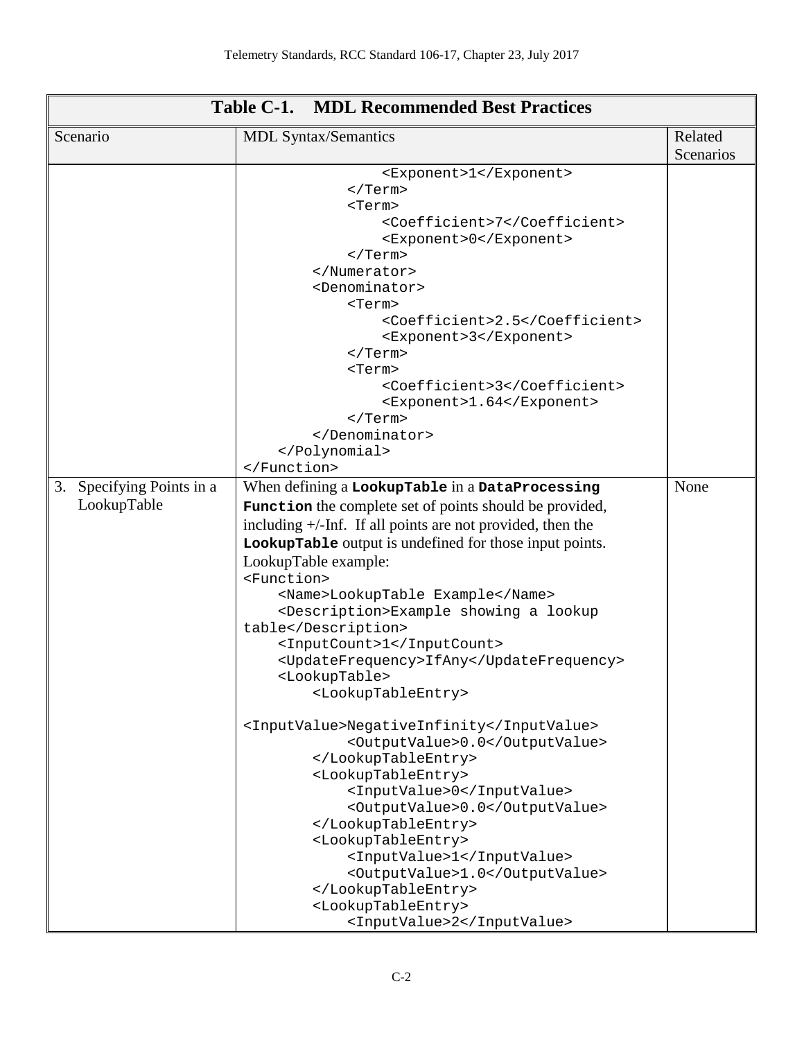| Table C-1. MDL Recommended Best Practices | | |
|---|---|---|
| Scenario | MDL Syntax/Semantics | Related Scenarios |
| | `<Exponent>1</Exponent>`<br>`</Term>`<br>`<Term>`<br>`<Coefficient>7</Coefficient>`<br>`<Exponent>0</Exponent>`<br>`</Term>`<br>`</Numerator>`<br>`<Denominator>`<br>`<Term>`<br>`<Coefficient>2.5</Coefficient>`<br>`<Exponent>3</Exponent>`<br>`</Term>`<br>`<Term>`<br>`<Coefficient>3</Coefficient>`<br>`<Exponent>1.64</Exponent>`<br>`</Term>`<br>`</Denominator>`<br>`</Polynomial>`<br>`</Function>` | |
| 3. Specifying Points in a LookupTable | When defining a **LookupTable** in a **DataProcessing Function** the complete set of points should be provided, including +/-Inf. If all points are not provided, then the **LookupTable** output is undefined for those input points.<br>LookupTable example:<br>`<Function>`<br>`<Name>LookupTable Example</Name>`<br>`<Description>Example showing a lookup table</Description>`<br>`<InputCount>1</InputCount>`<br>`<UpdateFrequency>IfAny</UpdateFrequency>`<br>`<LookupTable>`<br>`<LookupTableEntry>`<br>`<InputValue>NegativeInfinity</InputValue>`<br>`<OutputValue>0.0</OutputValue>`<br>`</LookupTableEntry>`<br>`<LookupTableEntry>`<br>`<InputValue>0</InputValue>`<br>`<OutputValue>0.0</OutputValue>`<br>`</LookupTableEntry>`<br>`<LookupTableEntry>`<br>`<InputValue>1</InputValue>`<br>`<OutputValue>1.0</OutputValue>`<br>`</LookupTableEntry>`<br>`<LookupTableEntry>`<br>`<InputValue>2</InputValue>` | None |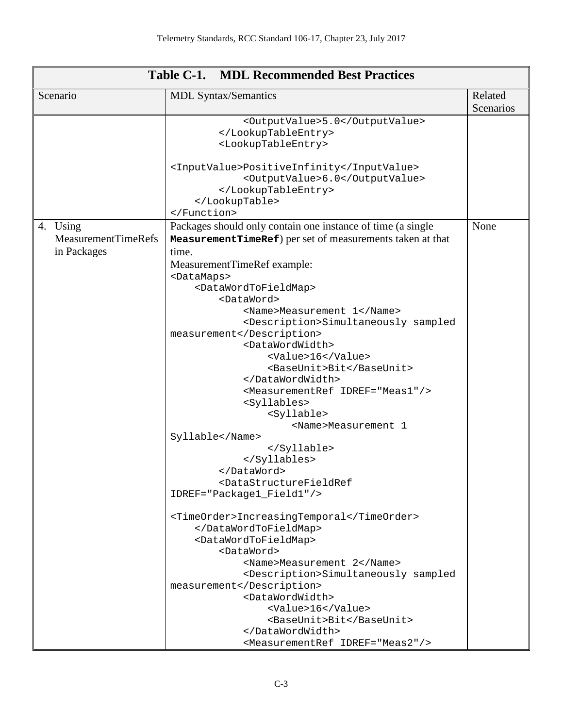| Table C-1. MDL Recommended Best Practices | | |
|---|---|---|
| Scenario | MDL Syntax/Semantics | Related Scenarios |
| | `<OutputValue>5.0</OutputValue>`<br>`</LookupTableEntry>`<br>`<LookupTableEntry>`<br><br>`<InputValue>PositiveInfinity</InputValue>`<br>`<OutputValue>6.0</OutputValue>`<br>`</LookupTableEntry>`<br>`</LookupTable>`<br>`</Function>` | |
| 4. Using MeasurementTimeRefs in Packages | Packages should only contain one instance of time (a single **MeasurementTimeRef**) per set of measurements taken at that time.<br>MeasurementTimeRef example:<br>`<DataMaps>`<br>`<DataWordToFieldMap>`<br>`<DataWord>`<br>`<Name>Measurement 1</Name>`<br>`<Description>Simultaneously sampled measurement</Description>`<br>`<DataWordWidth>`<br>`<Value>16</Value>`<br>`<BaseUnit>Bit</BaseUnit>`<br>`</DataWordWidth>`<br>`<MeasurementRef IDREF="Meas1"/>`<br>`<Syllables>`<br>`<Syllable>`<br>`<Name>Measurement 1 Syllable</Name>`<br>`</Syllable>`<br>`</Syllables>`<br>`</DataWord>`<br>`<DataStructureFieldRef IDREF="Package1_Field1"/>`<br><br>`<TimeOrder>IncreasingTemporal</TimeOrder>`<br>`</DataWordToFieldMap>`<br>`<DataWordToFieldMap>`<br>`<DataWord>`<br>`<Name>Measurement 2</Name>`<br>`<Description>Simultaneously sampled measurement</Description>`<br>`<DataWordWidth>`<br>`<Value>16</Value>`<br>`<BaseUnit>Bit</BaseUnit>`<br>`</DataWordWidth>`<br>`<MeasurementRef IDREF="Meas2"/>` | None |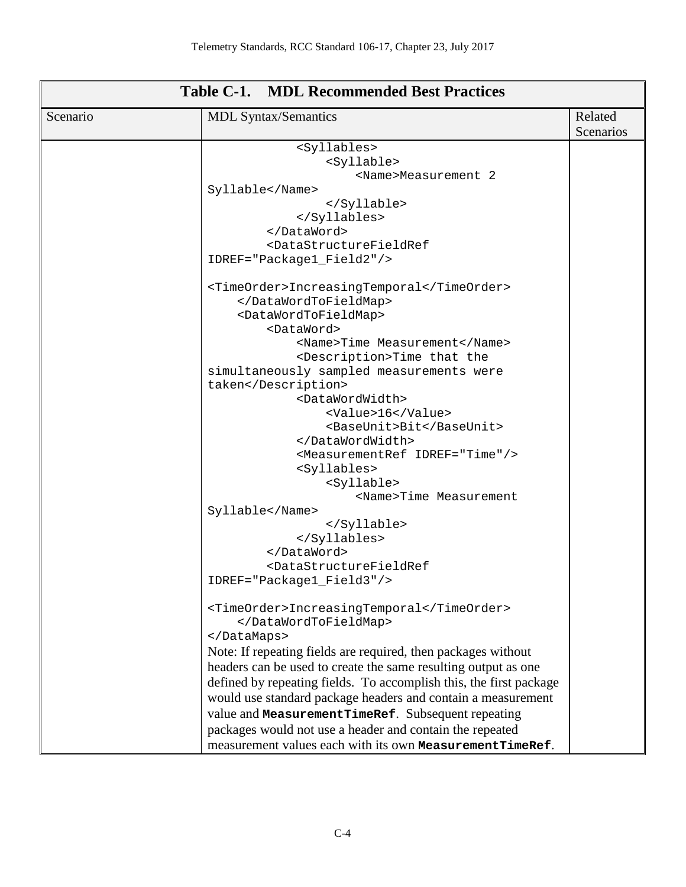**Table C-1. MDL Recommended Best Practices**

| Scenario | MDL Syntax/Semantics | Related Scenarios |
|---|---|---|
| | `<Syllables>`<br>`<Syllable>`<br>`<Name>Measurement 2 Syllable</Name>`<br>`</Syllable>`<br>`</Syllables>`<br>`</DataWord>`<br>`<DataStructureFieldRef IDREF="Package1_Field2"/>`<br><br>`<TimeOrder>IncreasingTemporal</TimeOrder>`<br>`</DataWordToFieldMap>`<br>`<DataWordToFieldMap>`<br>`<DataWord>`<br>`<Name>Time Measurement</Name>`<br>`<Description>Time that the simultaneously sampled measurements were taken</Description>`<br>`<DataWordWidth>`<br>`<Value>16</Value>`<br>`<BaseUnit>Bit</BaseUnit>`<br>`</DataWordWidth>`<br>`<MeasurementRef IDREF="Time"/>`<br>`<Syllables>`<br>`<Syllable>`<br>`<Name>Time Measurement Syllable</Name>`<br>`</Syllable>`<br>`</Syllables>`<br>`</DataWord>`<br>`<DataStructureFieldRef IDREF="Package1_Field3"/>`<br><br>`<TimeOrder>IncreasingTemporal</TimeOrder>`<br>`</DataWordToFieldMap>`<br>`</DataMaps>`<br>Note: If repeating fields are required, then packages without headers can be used to create the same resulting output as one defined by repeating fields. To accomplish this, the first package would use standard package headers and contain a measurement value and **`MeasurementTimeRef`**. Subsequent repeating packages would not use a header and contain the repeated measurement values each with its own **`MeasurementTimeRef`**. | |